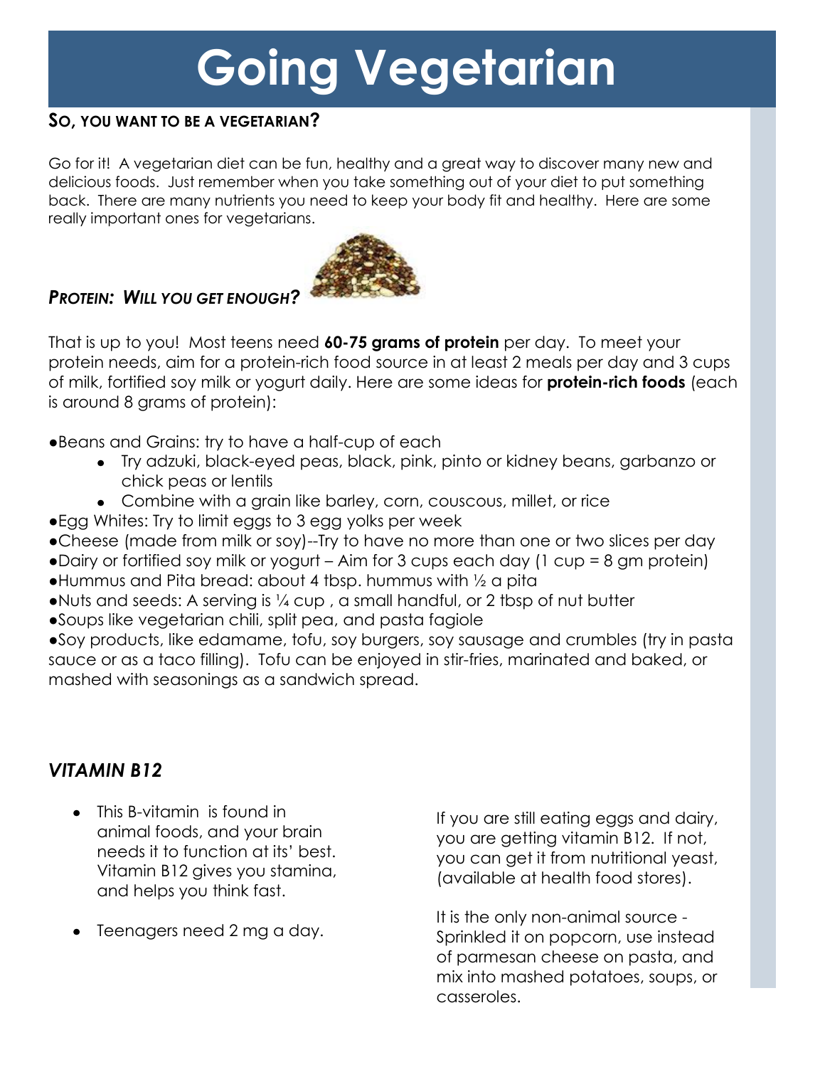# Going Vegetarian

## SO, YOU WANT TO BE A VEGETARIAN?

Go for it! A vegetarian diet can be fun, healthy and a great way to discover many new and delicious foods. Just remember when you take something out of your diet to put something back. There are many nutrients you need to keep your body fit and healthy. Here are some really important ones for vegetarians.

### *PROTEIN: WILL YOU GET ENOUGH?*

That is up to you! Most teens need **60-75 grams of protein** per day. To meet your protein needs, aim for a protein-rich food source in at least 2 meals per day and 3 cups of milk, fortified soy milk or yogurt daily. Here are some ideas for **protein-rich foods** (each is around 8 grams of protein):

- Beans and Grains: try to have a half-cup of each
  - Try adzuki, black-eyed peas, black, pink, pinto or kidney beans, garbanzo or chick peas or lentils
  - Combine with a grain like barley, corn, couscous, millet, or rice
- Egg Whites: Try to limit eggs to 3 egg yolks per week
- Cheese (made from milk or soy)--Try to have no more than one or two slices per day
- Dairy or fortified soy milk or yogurt – Aim for 3 cups each day (1 cup = 8 gm protein)
- Hummus and Pita bread: about 4 tbsp. hummus with ½ a pita
- Nuts and seeds: A serving is ¼ cup , a small handful, or 2 tbsp of nut butter
- Soups like vegetarian chili, split pea, and pasta fagiole
- Soy products, like edamame, tofu, soy burgers, soy sausage and crumbles (try in pasta sauce or as a taco filling). Tofu can be enjoyed in stir-fries, marinated and baked, or mashed with seasonings as a sandwich spread.

### *VITAMIN B12*

- This B-vitamin is found in animal foods, and your brain needs it to function at its' best. Vitamin B12 gives you stamina, and helps you think fast.
- Teenagers need 2 mg a day.

If you are still eating eggs and dairy, you are getting vitamin B12. If not, you can get it from nutritional yeast, (available at health food stores).

It is the only non-animal source - Sprinkled it on popcorn, use instead of parmesan cheese on pasta, and mix into mashed potatoes, soups, or casseroles.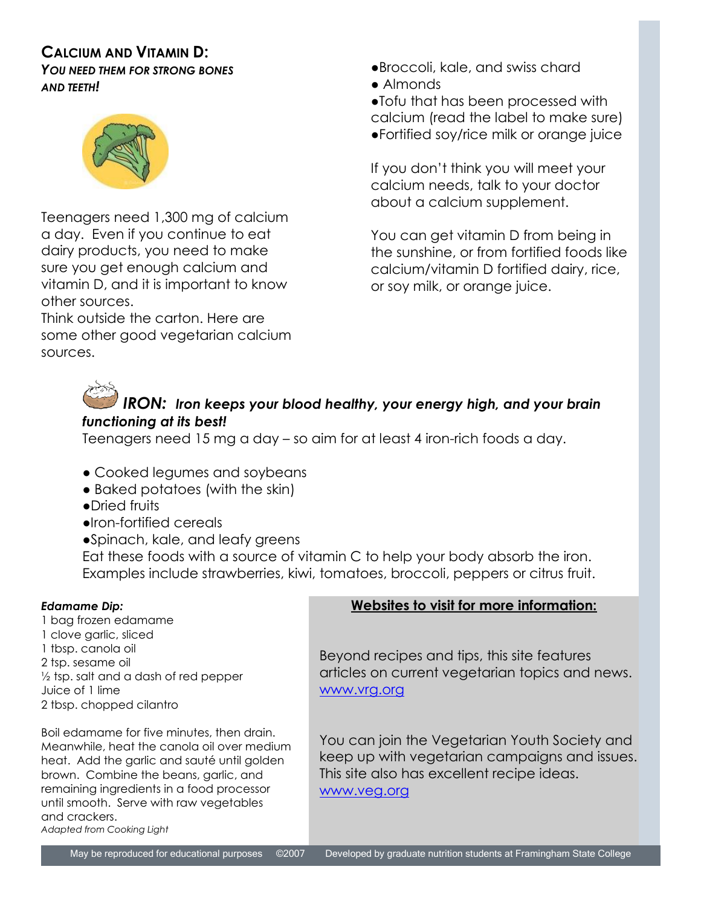## Calcium and Vitamin D:

***You need them for strong bones and teeth!***

Teenagers need 1,300 mg of calcium a day. Even if you continue to eat dairy products, you need to make sure you get enough calcium and vitamin D, and it is important to know other sources.

Think outside the carton. Here are some other good vegetarian calcium sources.

- Broccoli, kale, and swiss chard
- Almonds
- Tofu that has been processed with calcium (read the label to make sure)
- Fortified soy/rice milk or orange juice

If you don't think you will meet your calcium needs, talk to your doctor about a calcium supplement.

You can get vitamin D from being in the sunshine, or from fortified foods like calcium/vitamin D fortified dairy, rice, or soy milk, or orange juice.

## *IRON: Iron keeps your blood healthy, your energy high, and your brain functioning at its best!*

Teenagers need 15 mg a day – so aim for at least 4 iron-rich foods a day.

- Cooked legumes and soybeans
- Baked potatoes (with the skin)
- Dried fruits
- Iron-fortified cereals
- Spinach, kale, and leafy greens

Eat these foods with a source of vitamin C to help your body absorb the iron. Examples include strawberries, kiwi, tomatoes, broccoli, peppers or citrus fruit.

### *Edamame Dip:*

1 bag frozen edamame
1 clove garlic, sliced
1 tbsp. canola oil
2 tsp. sesame oil
½ tsp. salt and a dash of red pepper
Juice of 1 lime
2 tbsp. chopped cilantro

Boil edamame for five minutes, then drain. Meanwhile, heat the canola oil over medium heat. Add the garlic and sauté until golden brown. Combine the beans, garlic, and remaining ingredients in a food processor until smooth. Serve with raw vegetables and crackers.

*Adapted from Cooking Light*

### **Websites to visit for more information:**

Beyond recipes and tips, this site features articles on current vegetarian topics and news.
www.vrg.org

You can join the Vegetarian Youth Society and keep up with vegetarian campaigns and issues. This site also has excellent recipe ideas.
www.veg.org

May be reproduced for educational purposes ©2007 Developed by graduate nutrition students at Framingham State College